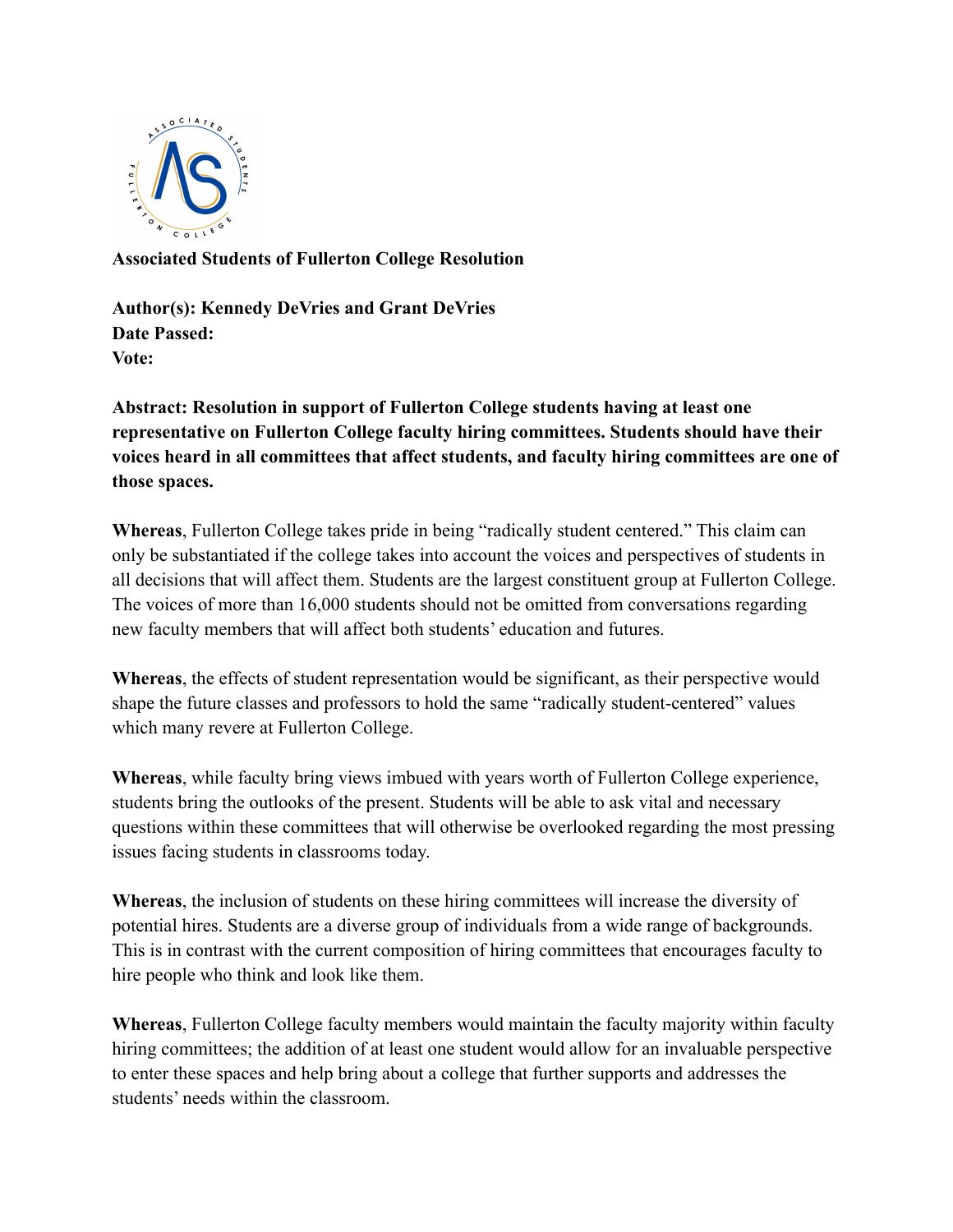**Associated Students of Fullerton College Resolution**

**Author(s): Kennedy DeVries and Grant DeVries**
**Date Passed:**
**Vote:**

**Abstract: Resolution in support of Fullerton College students having at least one representative on Fullerton College faculty hiring committees. Students should have their voices heard in all committees that affect students, and faculty hiring committees are one of those spaces.**

**Whereas**, Fullerton College takes pride in being "radically student centered." This claim can only be substantiated if the college takes into account the voices and perspectives of students in all decisions that will affect them. Students are the largest constituent group at Fullerton College. The voices of more than 16,000 students should not be omitted from conversations regarding new faculty members that will affect both students' education and futures.

**Whereas**, the effects of student representation would be significant, as their perspective would shape the future classes and professors to hold the same "radically student-centered" values which many revere at Fullerton College.

**Whereas**, while faculty bring views imbued with years worth of Fullerton College experience, students bring the outlooks of the present. Students will be able to ask vital and necessary questions within these committees that will otherwise be overlooked regarding the most pressing issues facing students in classrooms today.

**Whereas**, the inclusion of students on these hiring committees will increase the diversity of potential hires. Students are a diverse group of individuals from a wide range of backgrounds. This is in contrast with the current composition of hiring committees that encourages faculty to hire people who think and look like them.

**Whereas**, Fullerton College faculty members would maintain the faculty majority within faculty hiring committees; the addition of at least one student would allow for an invaluable perspective to enter these spaces and help bring about a college that further supports and addresses the students' needs within the classroom.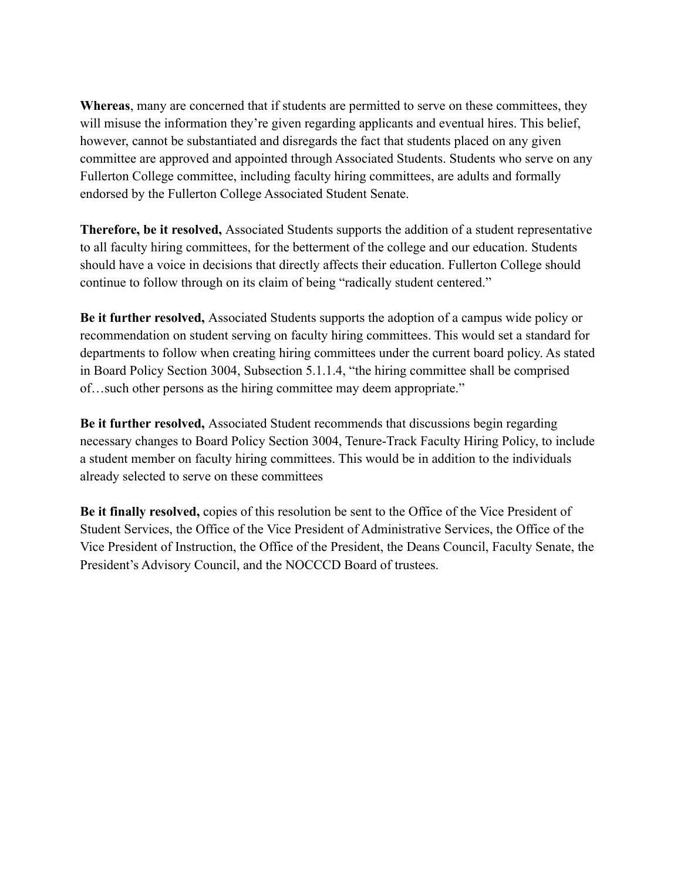**Whereas**, many are concerned that if students are permitted to serve on these committees, they will misuse the information they're given regarding applicants and eventual hires. This belief, however, cannot be substantiated and disregards the fact that students placed on any given committee are approved and appointed through Associated Students. Students who serve on any Fullerton College committee, including faculty hiring committees, are adults and formally endorsed by the Fullerton College Associated Student Senate.

**Therefore, be it resolved,** Associated Students supports the addition of a student representative to all faculty hiring committees, for the betterment of the college and our education. Students should have a voice in decisions that directly affects their education. Fullerton College should continue to follow through on its claim of being "radically student centered."

**Be it further resolved,** Associated Students supports the adoption of a campus wide policy or recommendation on student serving on faculty hiring committees. This would set a standard for departments to follow when creating hiring committees under the current board policy. As stated in Board Policy Section 3004, Subsection 5.1.1.4, "the hiring committee shall be comprised of…such other persons as the hiring committee may deem appropriate."

**Be it further resolved,** Associated Student recommends that discussions begin regarding necessary changes to Board Policy Section 3004, Tenure-Track Faculty Hiring Policy, to include a student member on faculty hiring committees. This would be in addition to the individuals already selected to serve on these committees

**Be it finally resolved,** copies of this resolution be sent to the Office of the Vice President of Student Services, the Office of the Vice President of Administrative Services, the Office of the Vice President of Instruction, the Office of the President, the Deans Council, Faculty Senate, the President's Advisory Council, and the NOCCCD Board of trustees.